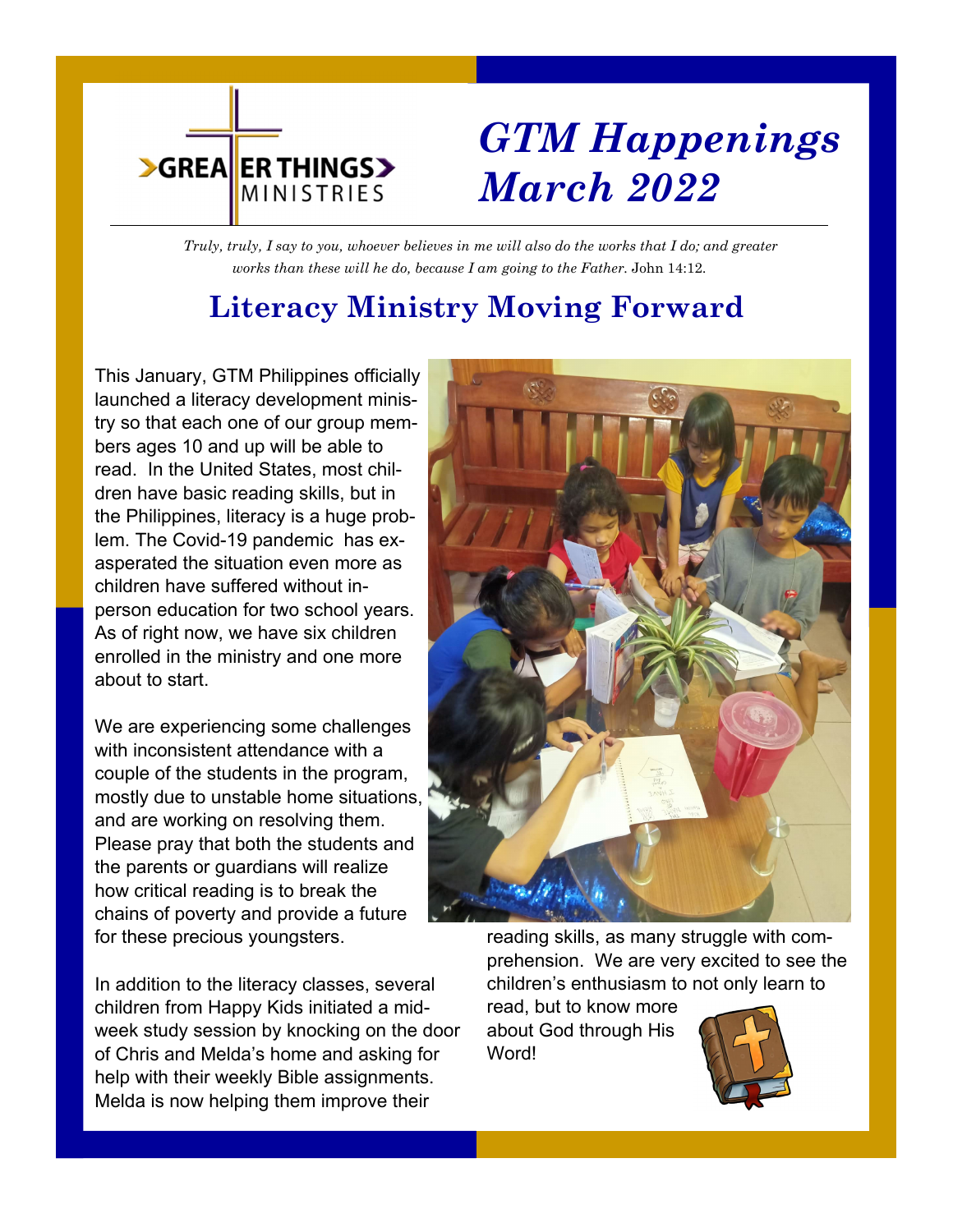GREATER THINGS MINISTRIES

# *GTM Happenings March 2022*

*Truly, truly, I say to you, whoever believes in me will also do the works that I do; and greater works than these will he do, because I am going to the Father.* John 14:12.

## Literacy Ministry Moving Forward

This January, GTM Philippines officially launched a literacy development ministry so that each one of our group members ages 10 and up will be able to read. In the United States, most children have basic reading skills, but in the Philippines, literacy is a huge problem. The Covid-19 pandemic has exasperated the situation even more as children have suffered without in-person education for two school years. As of right now, we have six children enrolled in the ministry and one more about to start.

We are experiencing some challenges with inconsistent attendance with a couple of the students in the program, mostly due to unstable home situations, and are working on resolving them. Please pray that both the students and the parents or guardians will realize how critical reading is to break the chains of poverty and provide a future for these precious youngsters.

In addition to the literacy classes, several children from Happy Kids initiated a mid-week study session by knocking on the door of Chris and Melda's home and asking for help with their weekly Bible assignments. Melda is now helping them improve their reading skills, as many struggle with comprehension. We are very excited to see the children's enthusiasm to not only learn to read, but to know more about God through His Word!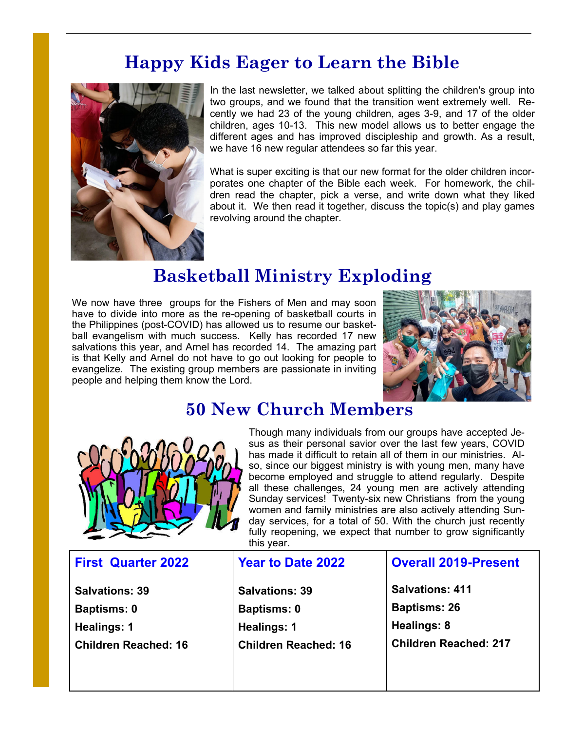## Happy Kids Eager to Learn the Bible

In the last newsletter, we talked about splitting the children's group into two groups, and we found that the transition went extremely well. Recently we had 23 of the young children, ages 3-9, and 17 of the older children, ages 10-13. This new model allows us to better engage the different ages and has improved discipleship and growth. As a result, we have 16 new regular attendees so far this year.

What is super exciting is that our new format for the older children incorporates one chapter of the Bible each week. For homework, the children read the chapter, pick a verse, and write down what they liked about it. We then read it together, discuss the topic(s) and play games revolving around the chapter.

## Basketball Ministry Exploding

We now have three groups for the Fishers of Men and may soon have to divide into more as the re-opening of basketball courts in the Philippines (post-COVID) has allowed us to resume our basketball evangelism with much success. Kelly has recorded 17 new salvations this year, and Arnel has recorded 14. The amazing part is that Kelly and Arnel do not have to go out looking for people to evangelize. The existing group members are passionate in inviting people and helping them know the Lord.

## 50 New Church Members

Though many individuals from our groups have accepted Jesus as their personal savior over the last few years, COVID has made it difficult to retain all of them in our ministries. Also, since our biggest ministry is with young men, many have become employed and struggle to attend regularly. Despite all these challenges, 24 young men are actively attending Sunday services! Twenty-six new Christians from the young women and family ministries are also actively attending Sunday services, for a total of 50. With the church just recently fully reopening, we expect that number to grow significantly this year.

| First Quarter 2022 | Year to Date 2022 | Overall 2019-Present |
|---|---|---|
| **Salvations: 39** | **Salvations: 39** | **Salvations: 411** |
| **Baptisms: 0** | **Baptisms: 0** | **Baptisms: 26** |
| **Healings: 1** | **Healings: 1** | **Healings: 8** |
| **Children Reached: 16** | **Children Reached: 16** | **Children Reached: 217** |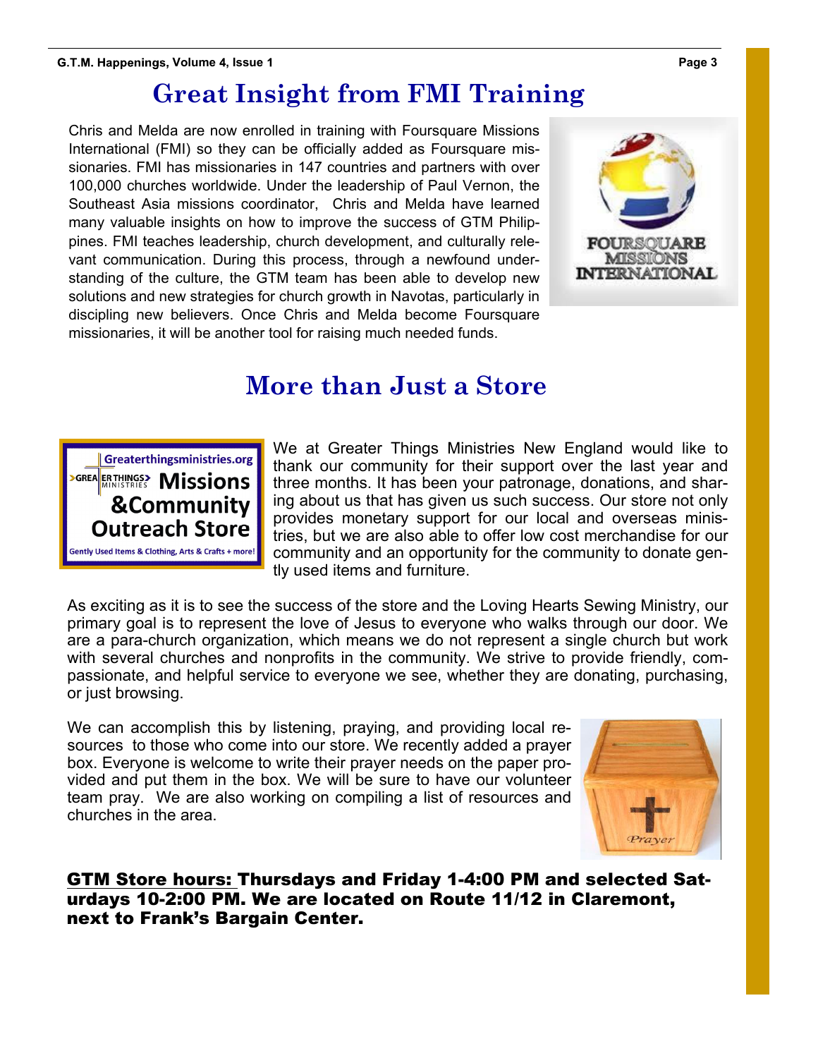# Great Insight from FMI Training

Chris and Melda are now enrolled in training with Foursquare Missions International (FMI) so they can be officially added as Foursquare missionaries. FMI has missionaries in 147 countries and partners with over 100,000 churches worldwide. Under the leadership of Paul Vernon, the Southeast Asia missions coordinator, Chris and Melda have learned many valuable insights on how to improve the success of GTM Philippines. FMI teaches leadership, church development, and culturally relevant communication. During this process, through a newfound understanding of the culture, the GTM team has been able to develop new solutions and new strategies for church growth in Navotas, particularly in discipling new believers. Once Chris and Melda become Foursquare missionaries, it will be another tool for raising much needed funds.

# More than Just a Store

We at Greater Things Ministries New England would like to thank our community for their support over the last year and three months. It has been your patronage, donations, and sharing about us that has given us such success. Our store not only provides monetary support for our local and overseas ministries, but we are also able to offer low cost merchandise for our community and an opportunity for the community to donate gently used items and furniture.

As exciting as it is to see the success of the store and the Loving Hearts Sewing Ministry, our primary goal is to represent the love of Jesus to everyone who walks through our door. We are a para-church organization, which means we do not represent a single church but work with several churches and nonprofits in the community. We strive to provide friendly, compassionate, and helpful service to everyone we see, whether they are donating, purchasing, or just browsing.

We can accomplish this by listening, praying, and providing local resources to those who come into our store. We recently added a prayer box. Everyone is welcome to write their prayer needs on the paper provided and put them in the box. We will be sure to have our volunteer team pray. We are also working on compiling a list of resources and churches in the area.

**GTM Store hours: Thursdays and Friday 1-4:00 PM and selected Saturdays 10-2:00 PM. We are located on Route 11/12 in Claremont, next to Frank's Bargain Center.**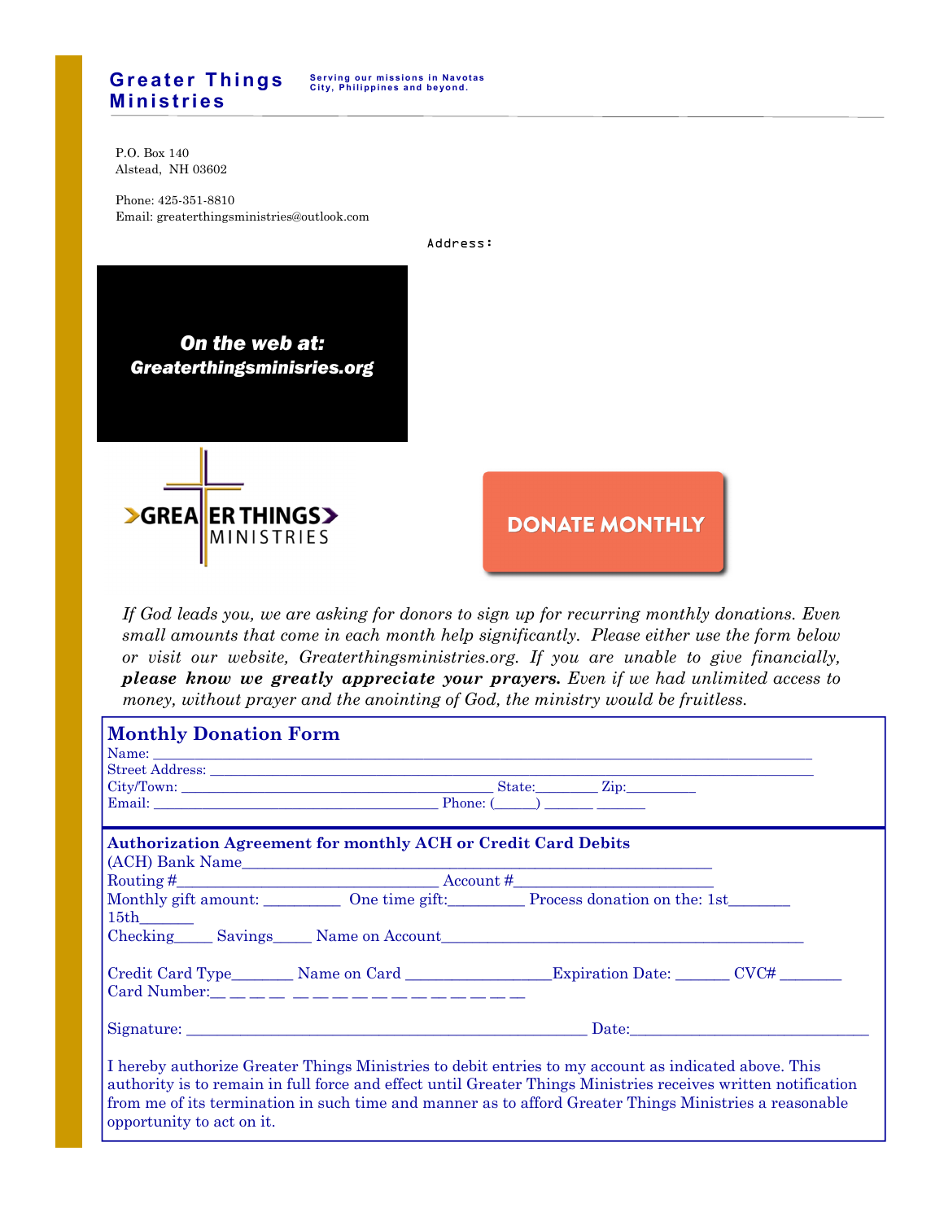# Greater Things Ministries

Serving our missions in Navotas City, Philippines and beyond.

P.O. Box 140
Alstead, NH 03602

Phone: 425-351-8810
Email: greaterthingsministries@outlook.com

Address:

**On the web at:**
**Greaterthingsminisries.org**

GREATER THINGS MINISTRIES

DONATE MONTHLY

*If God leads you, we are asking for donors to sign up for recurring monthly donations. Even small amounts that come in each month help significantly. Please either use the form below or visit our website, Greaterthingsministries.org. If you are unable to give financially, **please know we greatly appreciate your prayers.** Even if we had unlimited access to money, without prayer and the anointing of God, the ministry would be fruitless.*

## Monthly Donation Form

Name: ______________________________________________________________________________

Street Address: ________________________________________________________________________

City/Town: ________________________________________ State:_______ Zip:_________

Email: ____________________________________ Phone: (_____) ______ ______

### Authorization Agreement for monthly ACH or Credit Card Debits

(ACH) Bank Name___________________________________________________________

Routing #_______________________________ Account #________________________

Monthly gift amount: _________ One time gift:_________ Process donation on the: 1st_______ 15th_______

Checking_____ Savings_____ Name on Account_____________________________________________

Credit Card Type_______ Name on Card _________________Expiration Date: ______ CVC# _______

Card Number:__ __ __ __ __ __ __ __ __ __ __ __ __ __ __ __

Signature: ________________________________________________ Date:_____________________________

I hereby authorize Greater Things Ministries to debit entries to my account as indicated above. This authority is to remain in full force and effect until Greater Things Ministries receives written notification from me of its termination in such time and manner as to afford Greater Things Ministries a reasonable opportunity to act on it.